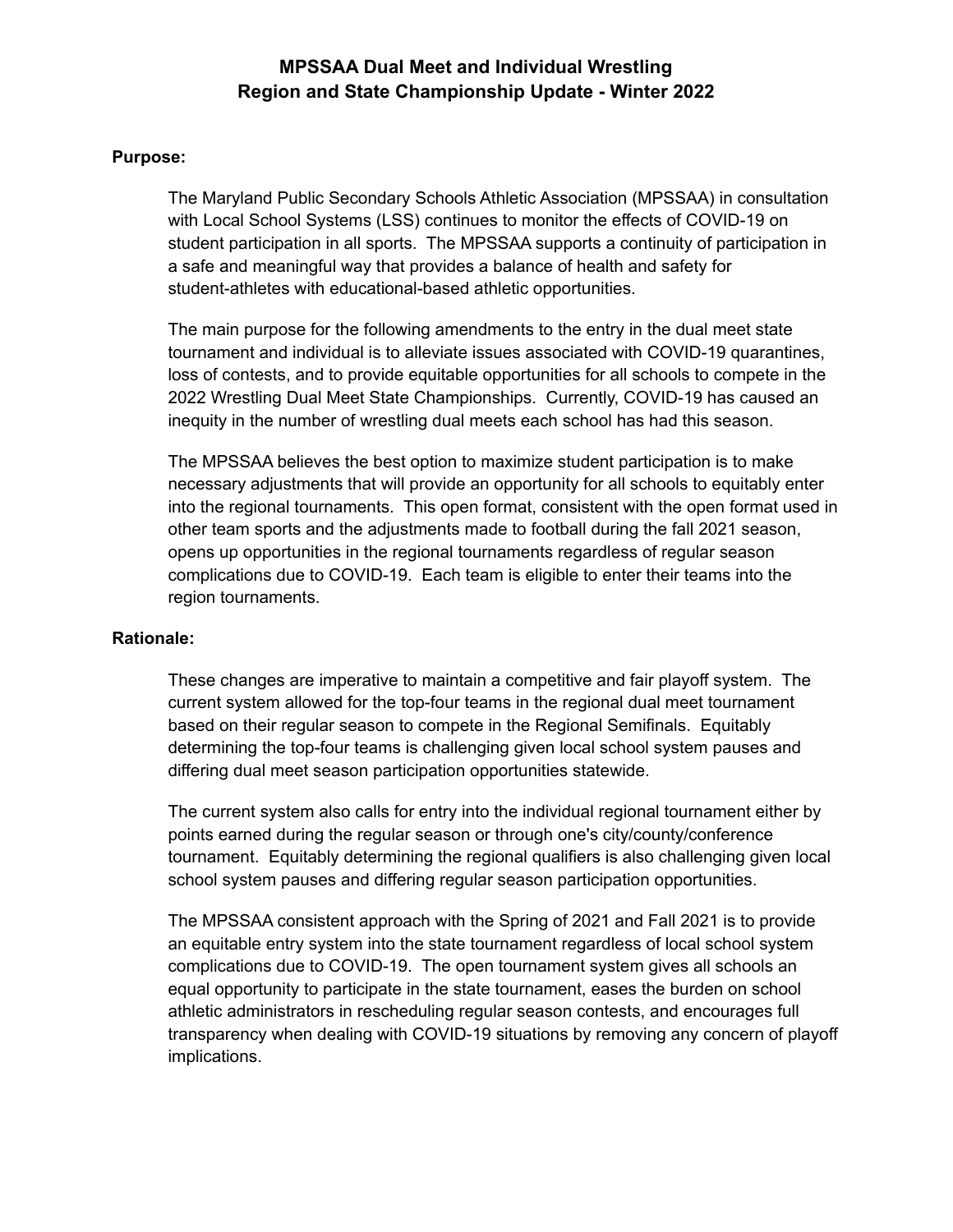# MPSSAA Dual Meet and Individual Wrestling Region and State Championship Update - Winter 2022

**Purpose:**

The Maryland Public Secondary Schools Athletic Association (MPSSAA) in consultation with Local School Systems (LSS) continues to monitor the effects of COVID-19 on student participation in all sports. The MPSSAA supports a continuity of participation in a safe and meaningful way that provides a balance of health and safety for student-athletes with educational-based athletic opportunities.

The main purpose for the following amendments to the entry in the dual meet state tournament and individual is to alleviate issues associated with COVID-19 quarantines, loss of contests, and to provide equitable opportunities for all schools to compete in the 2022 Wrestling Dual Meet State Championships. Currently, COVID-19 has caused an inequity in the number of wrestling dual meets each school has had this season.

The MPSSAA believes the best option to maximize student participation is to make necessary adjustments that will provide an opportunity for all schools to equitably enter into the regional tournaments. This open format, consistent with the open format used in other team sports and the adjustments made to football during the fall 2021 season, opens up opportunities in the regional tournaments regardless of regular season complications due to COVID-19. Each team is eligible to enter their teams into the region tournaments.

**Rationale:**

These changes are imperative to maintain a competitive and fair playoff system. The current system allowed for the top-four teams in the regional dual meet tournament based on their regular season to compete in the Regional Semifinals. Equitably determining the top-four teams is challenging given local school system pauses and differing dual meet season participation opportunities statewide.

The current system also calls for entry into the individual regional tournament either by points earned during the regular season or through one's city/county/conference tournament. Equitably determining the regional qualifiers is also challenging given local school system pauses and differing regular season participation opportunities.

The MPSSAA consistent approach with the Spring of 2021 and Fall 2021 is to provide an equitable entry system into the state tournament regardless of local school system complications due to COVID-19. The open tournament system gives all schools an equal opportunity to participate in the state tournament, eases the burden on school athletic administrators in rescheduling regular season contests, and encourages full transparency when dealing with COVID-19 situations by removing any concern of playoff implications.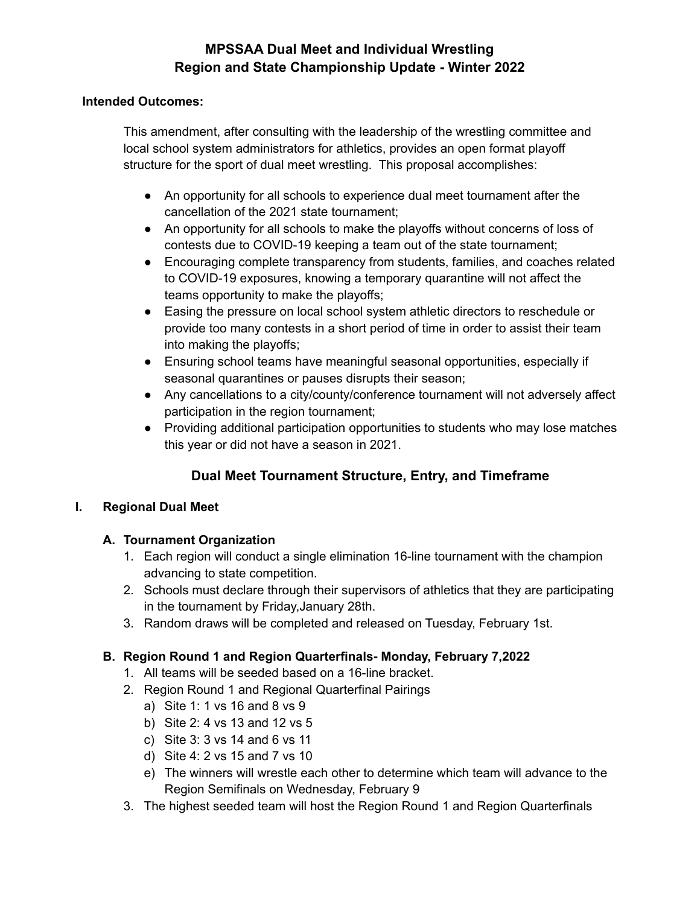# MPSSAA Dual Meet and Individual Wrestling Region and State Championship Update - Winter 2022

**Intended Outcomes:**

This amendment, after consulting with the leadership of the wrestling committee and local school system administrators for athletics, provides an open format playoff structure for the sport of dual meet wrestling. This proposal accomplishes:

- An opportunity for all schools to experience dual meet tournament after the cancellation of the 2021 state tournament;
- An opportunity for all schools to make the playoffs without concerns of loss of contests due to COVID-19 keeping a team out of the state tournament;
- Encouraging complete transparency from students, families, and coaches related to COVID-19 exposures, knowing a temporary quarantine will not affect the teams opportunity to make the playoffs;
- Easing the pressure on local school system athletic directors to reschedule or provide too many contests in a short period of time in order to assist their team into making the playoffs;
- Ensuring school teams have meaningful seasonal opportunities, especially if seasonal quarantines or pauses disrupts their season;
- Any cancellations to a city/county/conference tournament will not adversely affect participation in the region tournament;
- Providing additional participation opportunities to students who may lose matches this year or did not have a season in 2021.

## Dual Meet Tournament Structure, Entry, and Timeframe

### I. Regional Dual Meet

#### A. Tournament Organization

1. Each region will conduct a single elimination 16-line tournament with the champion advancing to state competition.
2. Schools must declare through their supervisors of athletics that they are participating in the tournament by Friday,January 28th.
3. Random draws will be completed and released on Tuesday, February 1st.

#### B. Region Round 1 and Region Quarterfinals- Monday, February 7,2022

1. All teams will be seeded based on a 16-line bracket.
2. Region Round 1 and Regional Quarterfinal Pairings
   a) Site 1: 1 vs 16 and 8 vs 9
   b) Site 2: 4 vs 13 and 12 vs 5
   c) Site 3: 3 vs 14 and 6 vs 11
   d) Site 4: 2 vs 15 and 7 vs 10
   e) The winners will wrestle each other to determine which team will advance to the Region Semifinals on Wednesday, February 9
3. The highest seeded team will host the Region Round 1 and Region Quarterfinals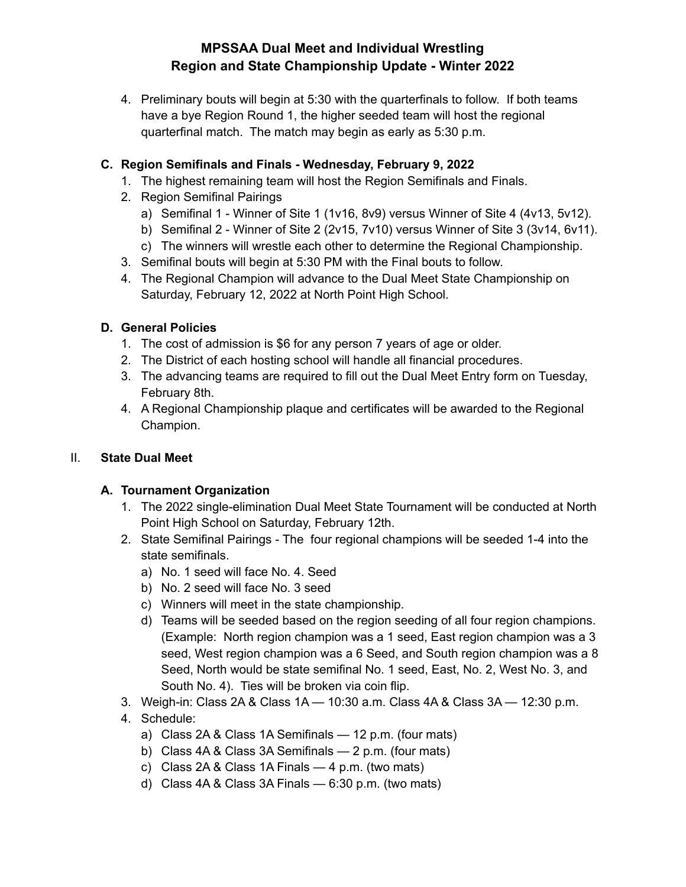4. Preliminary bouts will begin at 5:30 with the quarterfinals to follow. If both teams have a bye Region Round 1, the higher seeded team will host the regional quarterfinal match. The match may begin as early as 5:30 p.m.

### C. Region Semifinals and Finals - Wednesday, February 9, 2022

1. The highest remaining team will host the Region Semifinals and Finals.
2. Region Semifinal Pairings
   a) Semifinal 1 - Winner of Site 1 (1v16, 8v9) versus Winner of Site 4 (4v13, 5v12).
   b) Semifinal 2 - Winner of Site 2 (2v15, 7v10) versus Winner of Site 3 (3v14, 6v11).
   c) The winners will wrestle each other to determine the Regional Championship.
3. Semifinal bouts will begin at 5:30 PM with the Final bouts to follow.
4. The Regional Champion will advance to the Dual Meet State Championship on Saturday, February 12, 2022 at North Point High School.

### D. General Policies

1. The cost of admission is $6 for any person 7 years of age or older.
2. The District of each hosting school will handle all financial procedures.
3. The advancing teams are required to fill out the Dual Meet Entry form on Tuesday, February 8th.
4. A Regional Championship plaque and certificates will be awarded to the Regional Champion.

## II. State Dual Meet

### A. Tournament Organization

1. The 2022 single-elimination Dual Meet State Tournament will be conducted at North Point High School on Saturday, February 12th.
2. State Semifinal Pairings - The four regional champions will be seeded 1-4 into the state semifinals.
   a) No. 1 seed will face No. 4. Seed
   b) No. 2 seed will face No. 3 seed
   c) Winners will meet in the state championship.
   d) Teams will be seeded based on the region seeding of all four region champions. (Example: North region champion was a 1 seed, East region champion was a 3 seed, West region champion was a 6 Seed, and South region champion was a 8 Seed, North would be state semifinal No. 1 seed, East, No. 2, West No. 3, and South No. 4). Ties will be broken via coin flip.
3. Weigh-in: Class 2A & Class 1A — 10:30 a.m. Class 4A & Class 3A — 12:30 p.m.
4. Schedule:
   a) Class 2A & Class 1A Semifinals — 12 p.m. (four mats)
   b) Class 4A & Class 3A Semifinals — 2 p.m. (four mats)
   c) Class 2A & Class 1A Finals — 4 p.m. (two mats)
   d) Class 4A & Class 3A Finals — 6:30 p.m. (two mats)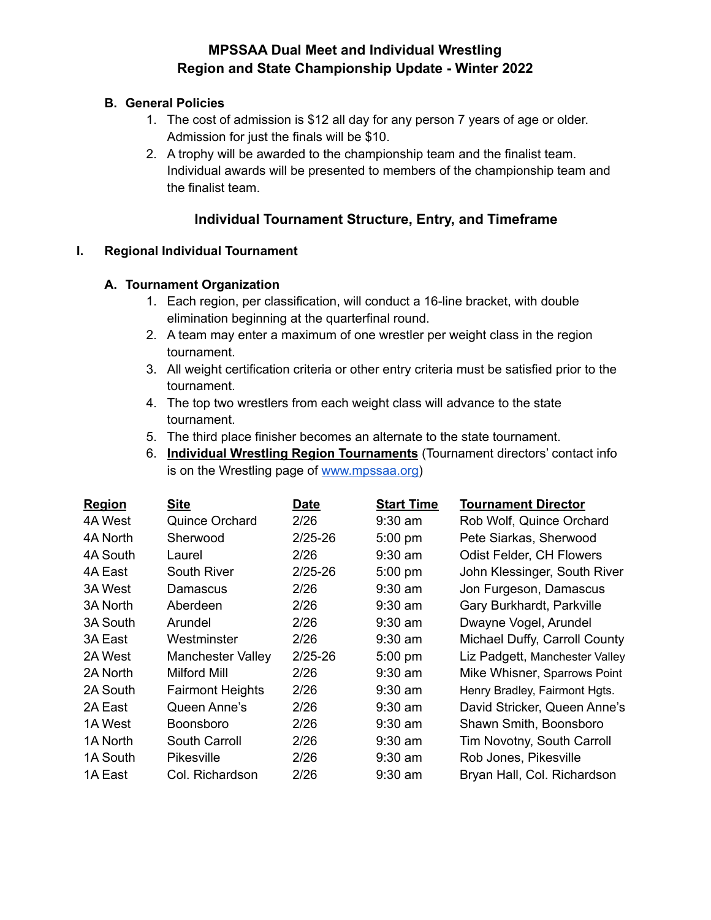## MPSSAA Dual Meet and Individual Wrestling Region and State Championship Update - Winter 2022

### B. General Policies

1. The cost of admission is $12 all day for any person 7 years of age or older. Admission for just the finals will be $10.
2. A trophy will be awarded to the championship team and the finalist team. Individual awards will be presented to members of the championship team and the finalist team.

## Individual Tournament Structure, Entry, and Timeframe

### I. Regional Individual Tournament

#### A. Tournament Organization

1. Each region, per classification, will conduct a 16-line bracket, with double elimination beginning at the quarterfinal round.
2. A team may enter a maximum of one wrestler per weight class in the region tournament.
3. All weight certification criteria or other entry criteria must be satisfied prior to the tournament.
4. The top two wrestlers from each weight class will advance to the state tournament.
5. The third place finisher becomes an alternate to the state tournament.
6. **Individual Wrestling Region Tournaments** (Tournament directors' contact info is on the Wrestling page of www.mpssaa.org)

| Region | Site | Date | Start Time | Tournament Director |
|---|---|---|---|---|
| 4A West | Quince Orchard | 2/26 | 9:30 am | Rob Wolf, Quince Orchard |
| 4A North | Sherwood | 2/25-26 | 5:00 pm | Pete Siarkas, Sherwood |
| 4A South | Laurel | 2/26 | 9:30 am | Odist Felder, CH Flowers |
| 4A East | South River | 2/25-26 | 5:00 pm | John Klessinger, South River |
| 3A West | Damascus | 2/26 | 9:30 am | Jon Furgeson, Damascus |
| 3A North | Aberdeen | 2/26 | 9:30 am | Gary Burkhardt, Parkville |
| 3A South | Arundel | 2/26 | 9:30 am | Dwayne Vogel, Arundel |
| 3A East | Westminster | 2/26 | 9:30 am | Michael Duffy, Carroll County |
| 2A West | Manchester Valley | 2/25-26 | 5:00 pm | Liz Padgett, Manchester Valley |
| 2A North | Milford Mill | 2/26 | 9:30 am | Mike Whisner, Sparrows Point |
| 2A South | Fairmont Heights | 2/26 | 9:30 am | Henry Bradley, Fairmont Hgts. |
| 2A East | Queen Anne's | 2/26 | 9:30 am | David Stricker, Queen Anne's |
| 1A West | Boonsboro | 2/26 | 9:30 am | Shawn Smith, Boonsboro |
| 1A North | South Carroll | 2/26 | 9:30 am | Tim Novotny, South Carroll |
| 1A South | Pikesville | 2/26 | 9:30 am | Rob Jones, Pikesville |
| 1A East | Col. Richardson | 2/26 | 9:30 am | Bryan Hall, Col. Richardson |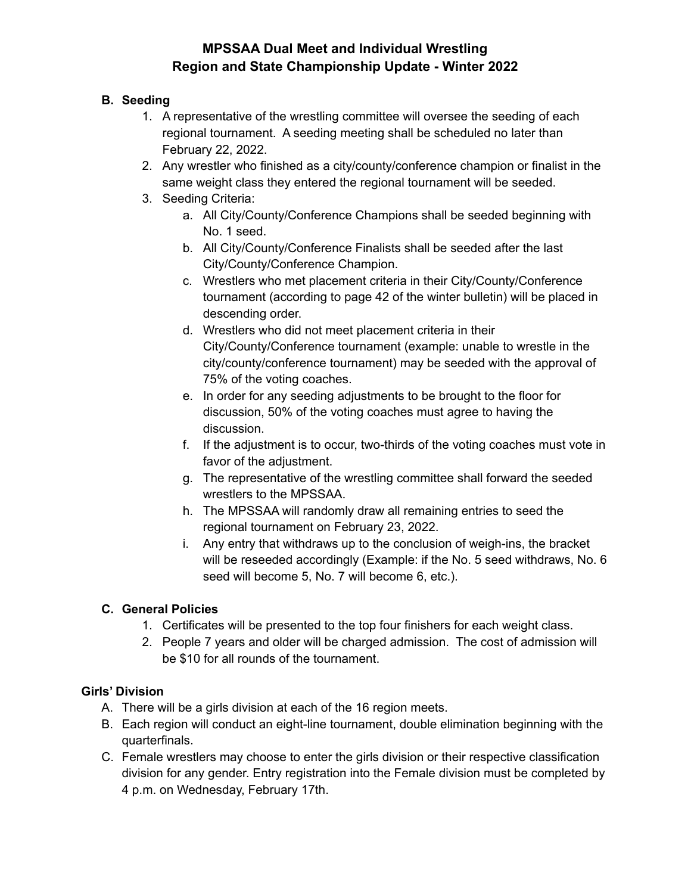# MPSSAA Dual Meet and Individual Wrestling
# Region and State Championship Update - Winter 2022

## B. Seeding

1. A representative of the wrestling committee will oversee the seeding of each regional tournament. A seeding meeting shall be scheduled no later than February 22, 2022.
2. Any wrestler who finished as a city/county/conference champion or finalist in the same weight class they entered the regional tournament will be seeded.
3. Seeding Criteria:
   a. All City/County/Conference Champions shall be seeded beginning with No. 1 seed.
   b. All City/County/Conference Finalists shall be seeded after the last City/County/Conference Champion.
   c. Wrestlers who met placement criteria in their City/County/Conference tournament (according to page 42 of the winter bulletin) will be placed in descending order.
   d. Wrestlers who did not meet placement criteria in their City/County/Conference tournament (example: unable to wrestle in the city/county/conference tournament) may be seeded with the approval of 75% of the voting coaches.
   e. In order for any seeding adjustments to be brought to the floor for discussion, 50% of the voting coaches must agree to having the discussion.
   f. If the adjustment is to occur, two-thirds of the voting coaches must vote in favor of the adjustment.
   g. The representative of the wrestling committee shall forward the seeded wrestlers to the MPSSAA.
   h. The MPSSAA will randomly draw all remaining entries to seed the regional tournament on February 23, 2022.
   i. Any entry that withdraws up to the conclusion of weigh-ins, the bracket will be reseeded accordingly (Example: if the No. 5 seed withdraws, No. 6 seed will become 5, No. 7 will become 6, etc.).

## C. General Policies

1. Certificates will be presented to the top four finishers for each weight class.
2. People 7 years and older will be charged admission. The cost of admission will be $10 for all rounds of the tournament.

## Girls' Division

A. There will be a girls division at each of the 16 region meets.

B. Each region will conduct an eight-line tournament, double elimination beginning with the quarterfinals.

C. Female wrestlers may choose to enter the girls division or their respective classification division for any gender. Entry registration into the Female division must be completed by 4 p.m. on Wednesday, February 17th.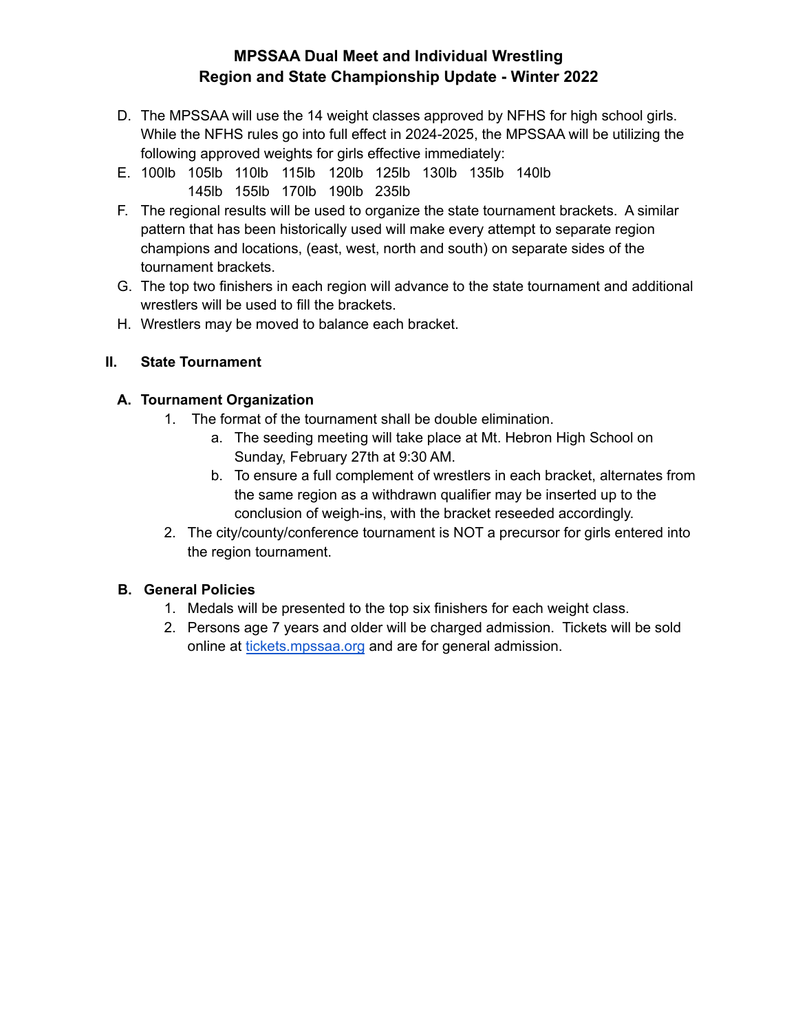D. The MPSSAA will use the 14 weight classes approved by NFHS for high school girls. While the NFHS rules go into full effect in 2024-2025, the MPSSAA will be utilizing the following approved weights for girls effective immediately:

E. 100lb 105lb 110lb 115lb 120lb 125lb 130lb 135lb 140lb
145lb 155lb 170lb 190lb 235lb

F. The regional results will be used to organize the state tournament brackets. A similar pattern that has been historically used will make every attempt to separate region champions and locations, (east, west, north and south) on separate sides of the tournament brackets.

G. The top two finishers in each region will advance to the state tournament and additional wrestlers will be used to fill the brackets.

H. Wrestlers may be moved to balance each bracket.

## II. State Tournament

### A. Tournament Organization

1. The format of the tournament shall be double elimination.
    a. The seeding meeting will take place at Mt. Hebron High School on Sunday, February 27th at 9:30 AM.
    b. To ensure a full complement of wrestlers in each bracket, alternates from the same region as a withdrawn qualifier may be inserted up to the conclusion of weigh-ins, with the bracket reseeded accordingly.
2. The city/county/conference tournament is NOT a precursor for girls entered into the region tournament.

### B. General Policies

1. Medals will be presented to the top six finishers for each weight class.
2. Persons age 7 years and older will be charged admission. Tickets will be sold online at tickets.mpssaa.org and are for general admission.